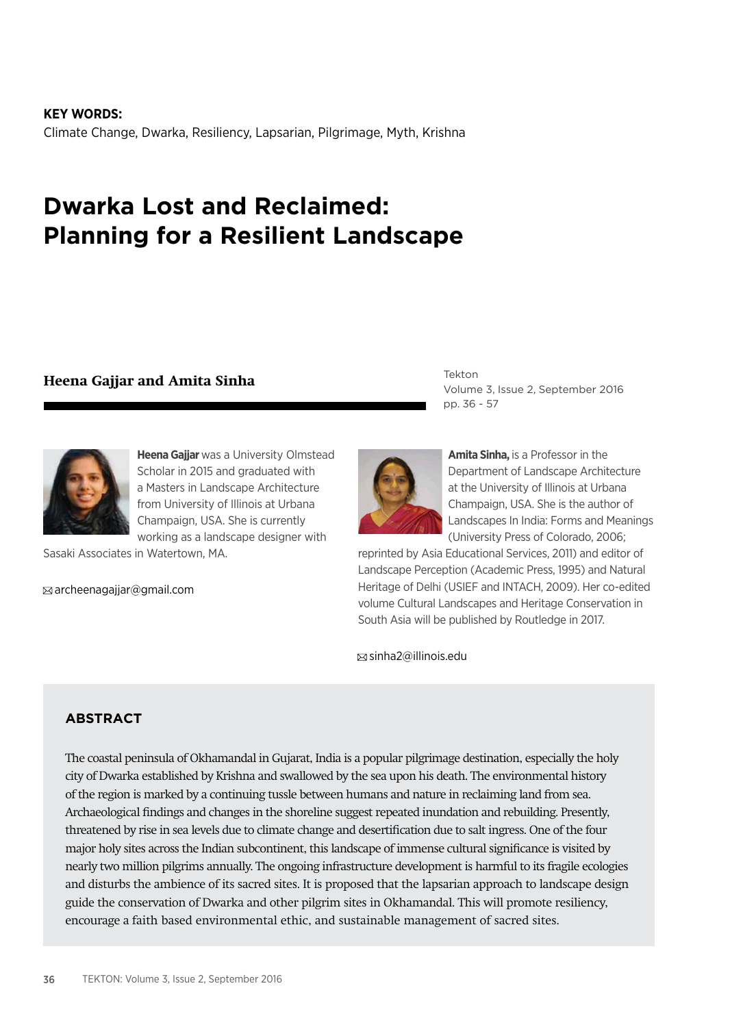**KEY WORDS:**
Climate Change, Dwarka, Resiliency, Lapsarian, Pilgrimage, Myth, Krishna

# Dwarka Lost and Reclaimed: Planning for a Resilient Landscape

**Heena Gajjar and Amita Sinha**

Tekton
Volume 3, Issue 2, September 2016
pp. 36 - 57

**Heena Gajjar** was a University Olmstead Scholar in 2015 and graduated with a Masters in Landscape Architecture from University of Illinois at Urbana Champaign, USA. She is currently working as a landscape designer with Sasaki Associates in Watertown, MA.

archeenagajjar@gmail.com

**Amita Sinha,** is a Professor in the Department of Landscape Architecture at the University of Illinois at Urbana Champaign, USA. She is the author of Landscapes In India: Forms and Meanings (University Press of Colorado, 2006; reprinted by Asia Educational Services, 2011) and editor of Landscape Perception (Academic Press, 1995) and Natural Heritage of Delhi (USIEF and INTACH, 2009). Her co-edited volume Cultural Landscapes and Heritage Conservation in South Asia will be published by Routledge in 2017.

sinha2@illinois.edu

## ABSTRACT

The coastal peninsula of Okhamandal in Gujarat, India is a popular pilgrimage destination, especially the holy city of Dwarka established by Krishna and swallowed by the sea upon his death. The environmental history of the region is marked by a continuing tussle between humans and nature in reclaiming land from sea. Archaeological findings and changes in the shoreline suggest repeated inundation and rebuilding. Presently, threatened by rise in sea levels due to climate change and desertification due to salt ingress. One of the four major holy sites across the Indian subcontinent, this landscape of immense cultural significance is visited by nearly two million pilgrims annually. The ongoing infrastructure development is harmful to its fragile ecologies and disturbs the ambience of its sacred sites. It is proposed that the lapsarian approach to landscape design guide the conservation of Dwarka and other pilgrim sites in Okhamandal. This will promote resiliency, encourage a faith based environmental ethic, and sustainable management of sacred sites.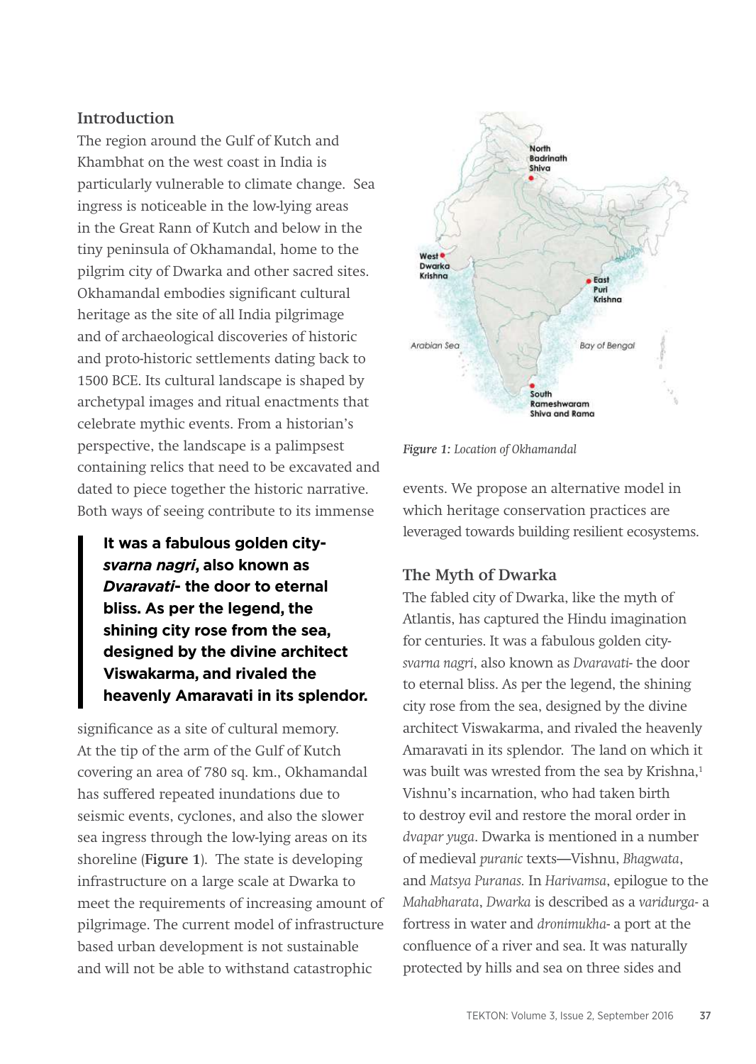## Introduction

The region around the Gulf of Kutch and Khambhat on the west coast in India is particularly vulnerable to climate change. Sea ingress is noticeable in the low-lying areas in the Great Rann of Kutch and below in the tiny peninsula of Okhamandal, home to the pilgrim city of Dwarka and other sacred sites. Okhamandal embodies significant cultural heritage as the site of all India pilgrimage and of archaeological discoveries of historic and proto-historic settlements dating back to 1500 BCE. Its cultural landscape is shaped by archetypal images and ritual enactments that celebrate mythic events. From a historian's perspective, the landscape is a palimpsest containing relics that need to be excavated and dated to piece together the historic narrative. Both ways of seeing contribute to its immense significance as a site of cultural memory. At the tip of the arm of the Gulf of Kutch covering an area of 780 sq. km., Okhamandal has suffered repeated inundations due to seismic events, cyclones, and also the slower sea ingress through the low-lying areas on its shoreline (**Figure 1**). The state is developing infrastructure on a large scale at Dwarka to meet the requirements of increasing amount of pilgrimage. The current model of infrastructure based urban development is not sustainable and will not be able to withstand catastrophic events. We propose an alternative model in which heritage conservation practices are leveraged towards building resilient ecosystems.

> **It was a fabulous golden city- *svarna nagri*, also known as *Dvaravati*- the door to eternal bliss. As per the legend, the shining city rose from the sea, designed by the divine architect Viswakarma, and rivaled the heavenly Amaravati in its splendor.**

*Figure 1: Location of Okhamandal*

## The Myth of Dwarka

The fabled city of Dwarka, like the myth of Atlantis, has captured the Hindu imagination for centuries. It was a fabulous golden city- *svarna nagri*, also known as *Dvaravati*- the door to eternal bliss. As per the legend, the shining city rose from the sea, designed by the divine architect Viswakarma, and rivaled the heavenly Amaravati in its splendor. The land on which it was built was wrested from the sea by Krishna,[1] Vishnu's incarnation, who had taken birth to destroy evil and restore the moral order in *dvapar yuga*. Dwarka is mentioned in a number of medieval *puranic* texts—Vishnu, *Bhagwata*, and *Matsya Puranas.* In *Harivamsa*, epilogue to the *Mahabharata*, *Dwarka* is described as a *varidurga-* a fortress in water and *dronimukha-* a port at the confluence of a river and sea. It was naturally protected by hills and sea on three sides and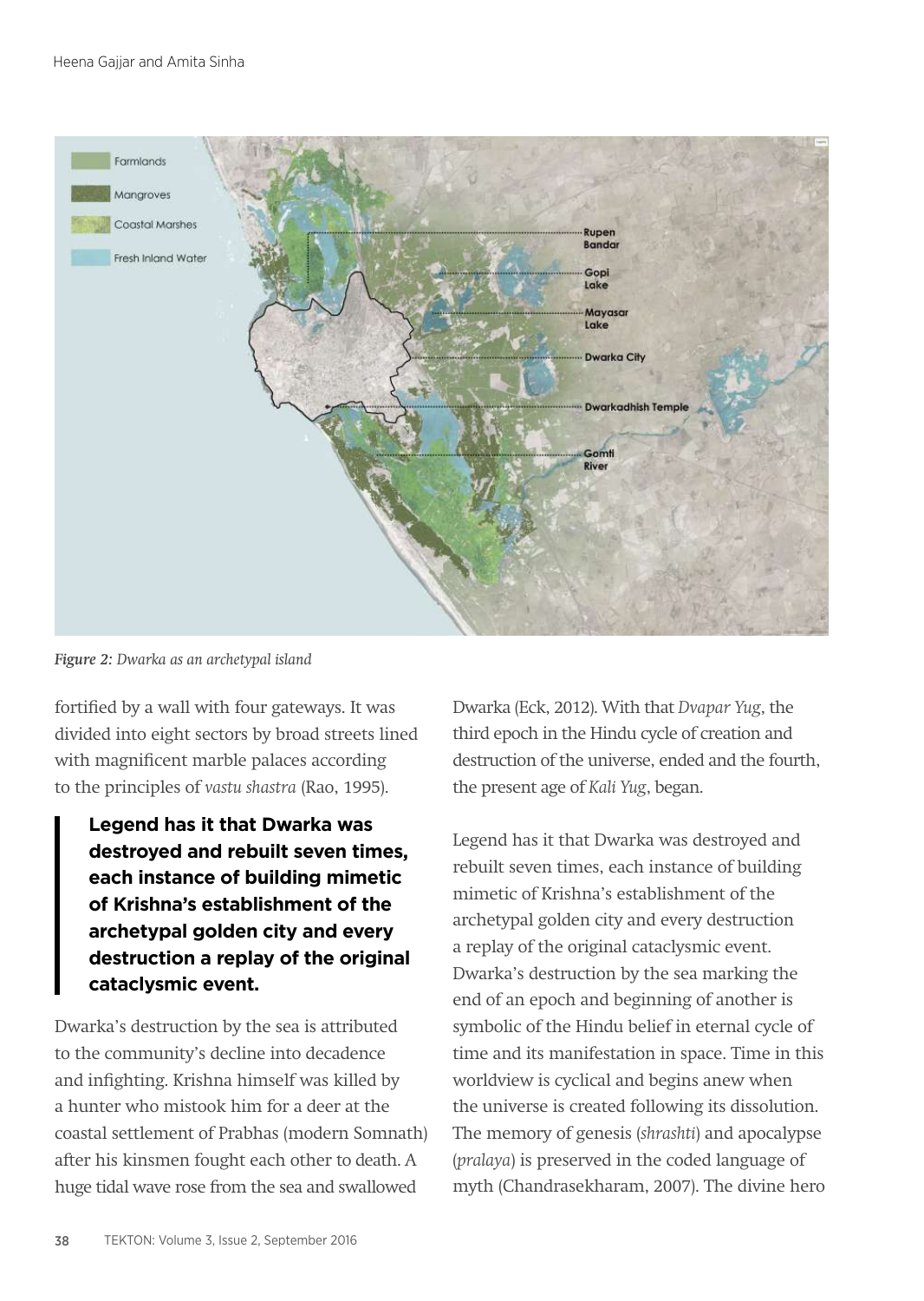Figure 2: *Dwarka as an archetypal island*

fortified by a wall with four gateways. It was divided into eight sectors by broad streets lined with magnificent marble palaces according to the principles of *vastu shastra* (Rao, 1995).

> **Legend has it that Dwarka was destroyed and rebuilt seven times, each instance of building mimetic of Krishna's establishment of the archetypal golden city and every destruction a replay of the original cataclysmic event.**

Dwarka's destruction by the sea is attributed to the community's decline into decadence and infighting. Krishna himself was killed by a hunter who mistook him for a deer at the coastal settlement of Prabhas (modern Somnath) after his kinsmen fought each other to death. A huge tidal wave rose from the sea and swallowed Dwarka (Eck, 2012). With that *Dvapar Yug*, the third epoch in the Hindu cycle of creation and destruction of the universe, ended and the fourth, the present age of *Kali Yug*, began.

Legend has it that Dwarka was destroyed and rebuilt seven times, each instance of building mimetic of Krishna's establishment of the archetypal golden city and every destruction a replay of the original cataclysmic event. Dwarka's destruction by the sea marking the end of an epoch and beginning of another is symbolic of the Hindu belief in eternal cycle of time and its manifestation in space. Time in this worldview is cyclical and begins anew when the universe is created following its dissolution. The memory of genesis (*shrashti*) and apocalypse (*pralaya*) is preserved in the coded language of myth (Chandrasekharam, 2007). The divine hero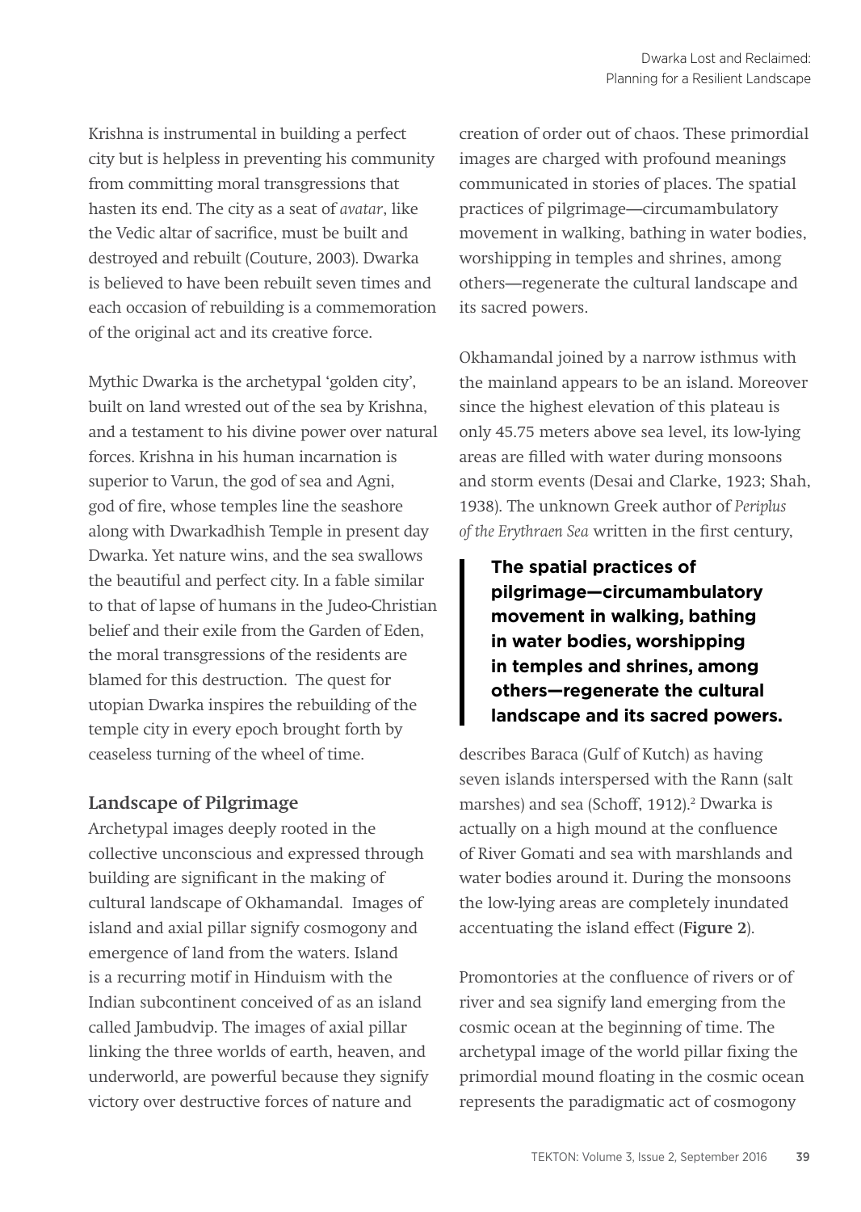Krishna is instrumental in building a perfect city but is helpless in preventing his community from committing moral transgressions that hasten its end. The city as a seat of *avatar*, like the Vedic altar of sacrifice, must be built and destroyed and rebuilt (Couture, 2003). Dwarka is believed to have been rebuilt seven times and each occasion of rebuilding is a commemoration of the original act and its creative force.

Mythic Dwarka is the archetypal 'golden city', built on land wrested out of the sea by Krishna, and a testament to his divine power over natural forces. Krishna in his human incarnation is superior to Varun, the god of sea and Agni, god of fire, whose temples line the seashore along with Dwarkadhish Temple in present day Dwarka. Yet nature wins, and the sea swallows the beautiful and perfect city. In a fable similar to that of lapse of humans in the Judeo-Christian belief and their exile from the Garden of Eden, the moral transgressions of the residents are blamed for this destruction. The quest for utopian Dwarka inspires the rebuilding of the temple city in every epoch brought forth by ceaseless turning of the wheel of time.

## Landscape of Pilgrimage

Archetypal images deeply rooted in the collective unconscious and expressed through building are significant in the making of cultural landscape of Okhamandal. Images of island and axial pillar signify cosmogony and emergence of land from the waters. Island is a recurring motif in Hinduism with the Indian subcontinent conceived of as an island called Jambudvip. The images of axial pillar linking the three worlds of earth, heaven, and underworld, are powerful because they signify victory over destructive forces of nature and creation of order out of chaos. These primordial images are charged with profound meanings communicated in stories of places. The spatial practices of pilgrimage—circumambulatory movement in walking, bathing in water bodies, worshipping in temples and shrines, among others—regenerate the cultural landscape and its sacred powers.

Okhamandal joined by a narrow isthmus with the mainland appears to be an island. Moreover since the highest elevation of this plateau is only 45.75 meters above sea level, its low-lying areas are filled with water during monsoons and storm events (Desai and Clarke, 1923; Shah, 1938). The unknown Greek author of *Periplus of the Erythraen Sea* written in the first century,

> **The spatial practices of pilgrimage—circumambulatory movement in walking, bathing in water bodies, worshipping in temples and shrines, among others—regenerate the cultural landscape and its sacred powers.**

describes Baraca (Gulf of Kutch) as having seven islands interspersed with the Rann (salt marshes) and sea (Schoff, 1912).[2] Dwarka is actually on a high mound at the confluence of River Gomati and sea with marshlands and water bodies around it. During the monsoons the low-lying areas are completely inundated accentuating the island effect (**Figure 2**).

Promontories at the confluence of rivers or of river and sea signify land emerging from the cosmic ocean at the beginning of time. The archetypal image of the world pillar fixing the primordial mound floating in the cosmic ocean represents the paradigmatic act of cosmogony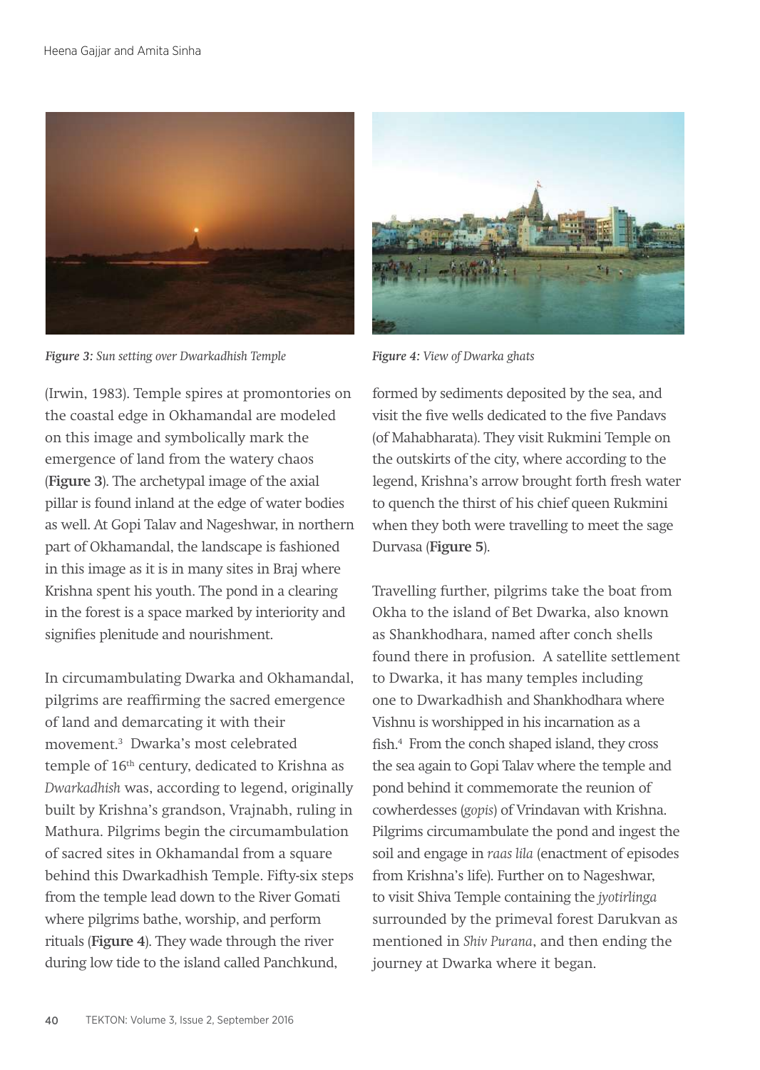*Figure 3: Sun setting over Dwarkadhish Temple*

*Figure 4: View of Dwarka ghats*

(Irwin, 1983). Temple spires at promontories on the coastal edge in Okhamandal are modeled on this image and symbolically mark the emergence of land from the watery chaos (**Figure 3**). The archetypal image of the axial pillar is found inland at the edge of water bodies as well. At Gopi Talav and Nageshwar, in northern part of Okhamandal, the landscape is fashioned in this image as it is in many sites in Braj where Krishna spent his youth. The pond in a clearing in the forest is a space marked by interiority and signifies plenitude and nourishment.

In circumambulating Dwarka and Okhamandal, pilgrims are reaffirming the sacred emergence of land and demarcating it with their movement.[3] Dwarka's most celebrated temple of 16th century, dedicated to Krishna as *Dwarkadhish* was, according to legend, originally built by Krishna's grandson, Vrajnabh, ruling in Mathura. Pilgrims begin the circumambulation of sacred sites in Okhamandal from a square behind this Dwarkadhish Temple. Fifty-six steps from the temple lead down to the River Gomati where pilgrims bathe, worship, and perform rituals (**Figure 4**). They wade through the river during low tide to the island called Panchkund, formed by sediments deposited by the sea, and visit the five wells dedicated to the five Pandavs (of Mahabharata). They visit Rukmini Temple on the outskirts of the city, where according to the legend, Krishna's arrow brought forth fresh water to quench the thirst of his chief queen Rukmini when they both were travelling to meet the sage Durvasa (**Figure 5**).

Travelling further, pilgrims take the boat from Okha to the island of Bet Dwarka, also known as Shankhodhara, named after conch shells found there in profusion. A satellite settlement to Dwarka, it has many temples including one to Dwarkadhish and Shankhodhara where Vishnu is worshipped in his incarnation as a fish.[4] From the conch shaped island, they cross the sea again to Gopi Talav where the temple and pond behind it commemorate the reunion of cowherdesses (*gopis*) of Vrindavan with Krishna. Pilgrims circumambulate the pond and ingest the soil and engage in *raas lila* (enactment of episodes from Krishna's life). Further on to Nageshwar, to visit Shiva Temple containing the *jyotirlinga* surrounded by the primeval forest Darukvan as mentioned in *Shiv Purana*, and then ending the journey at Dwarka where it began.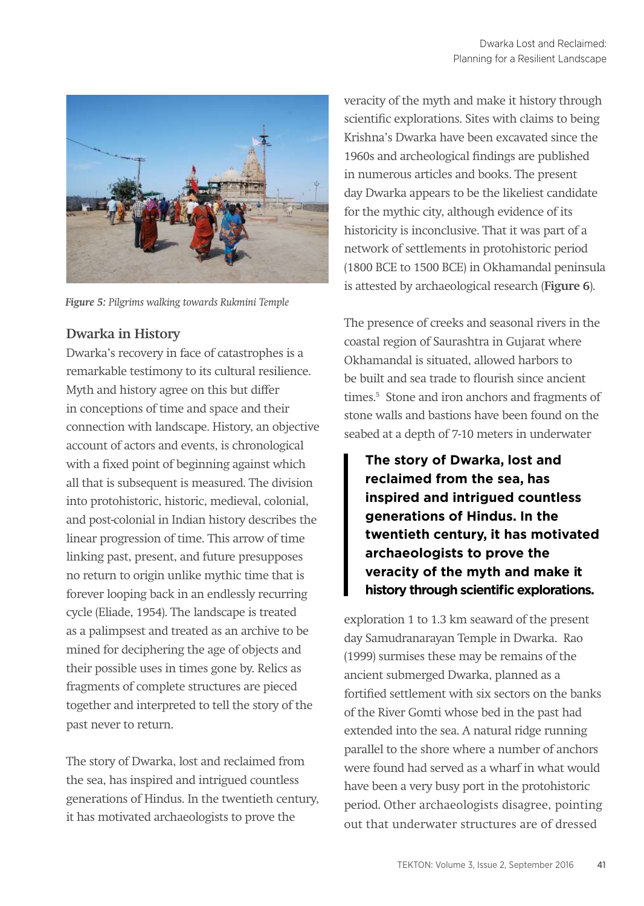*Figure 5: Pilgrims walking towards Rukmini Temple*

### Dwarka in History

Dwarka's recovery in face of catastrophes is a remarkable testimony to its cultural resilience. Myth and history agree on this but differ in conceptions of time and space and their connection with landscape. History, an objective account of actors and events, is chronological with a fixed point of beginning against which all that is subsequent is measured. The division into protohistoric, historic, medieval, colonial, and post-colonial in Indian history describes the linear progression of time. This arrow of time linking past, present, and future presupposes no return to origin unlike mythic time that is forever looping back in an endlessly recurring cycle (Eliade, 1954). The landscape is treated as a palimpsest and treated as an archive to be mined for deciphering the age of objects and their possible uses in times gone by. Relics as fragments of complete structures are pieced together and interpreted to tell the story of the past never to return.

The story of Dwarka, lost and reclaimed from the sea, has inspired and intrigued countless generations of Hindus. In the twentieth century, it has motivated archaeologists to prove the veracity of the myth and make it history through scientific explorations. Sites with claims to being Krishna's Dwarka have been excavated since the 1960s and archeological findings are published in numerous articles and books. The present day Dwarka appears to be the likeliest candidate for the mythic city, although evidence of its historicity is inconclusive. That it was part of a network of settlements in protohistoric period (1800 BCE to 1500 BCE) in Okhamandal peninsula is attested by archaeological research (**Figure 6**).

The presence of creeks and seasonal rivers in the coastal region of Saurashtra in Gujarat where Okhamandal is situated, allowed harbors to be built and sea trade to flourish since ancient times.[5] Stone and iron anchors and fragments of stone walls and bastions have been found on the seabed at a depth of 7-10 meters in underwater exploration 1 to 1.3 km seaward of the present day Samudranarayan Temple in Dwarka. Rao (1999) surmises these may be remains of the ancient submerged Dwarka, planned as a fortified settlement with six sectors on the banks of the River Gomti whose bed in the past had extended into the sea. A natural ridge running parallel to the shore where a number of anchors were found had served as a wharf in what would have been a very busy port in the protohistoric period. Other archaeologists disagree, pointing out that underwater structures are of dressed

> **The story of Dwarka, lost and reclaimed from the sea, has inspired and intrigued countless generations of Hindus. In the twentieth century, it has motivated archaeologists to prove the veracity of the myth and make it history through scientific explorations.**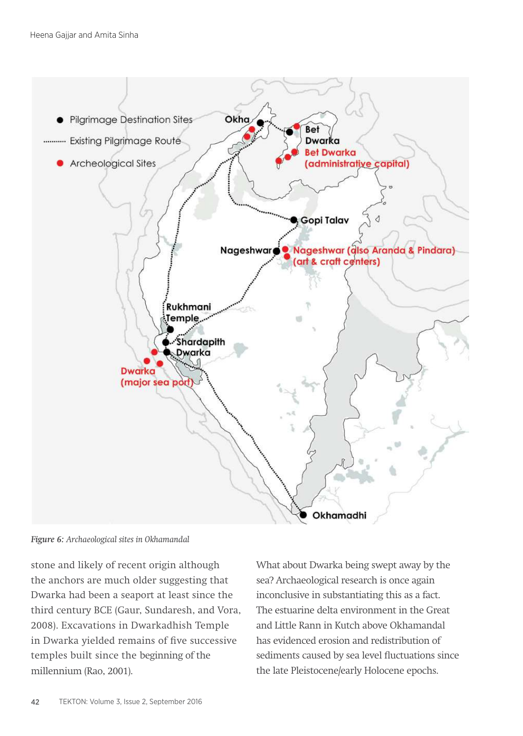*Figure 6: Archaeological sites in Okhamandal*

stone and likely of recent origin although the anchors are much older suggesting that Dwarka had been a seaport at least since the third century BCE (Gaur, Sundaresh, and Vora, 2008). Excavations in Dwarkadhish Temple in Dwarka yielded remains of five successive temples built since the beginning of the millennium (Rao, 2001).

What about Dwarka being swept away by the sea? Archaeological research is once again inconclusive in substantiating this as a fact. The estuarine delta environment in the Great and Little Rann in Kutch above Okhamandal has evidenced erosion and redistribution of sediments caused by sea level fluctuations since the late Pleistocene/early Holocene epochs.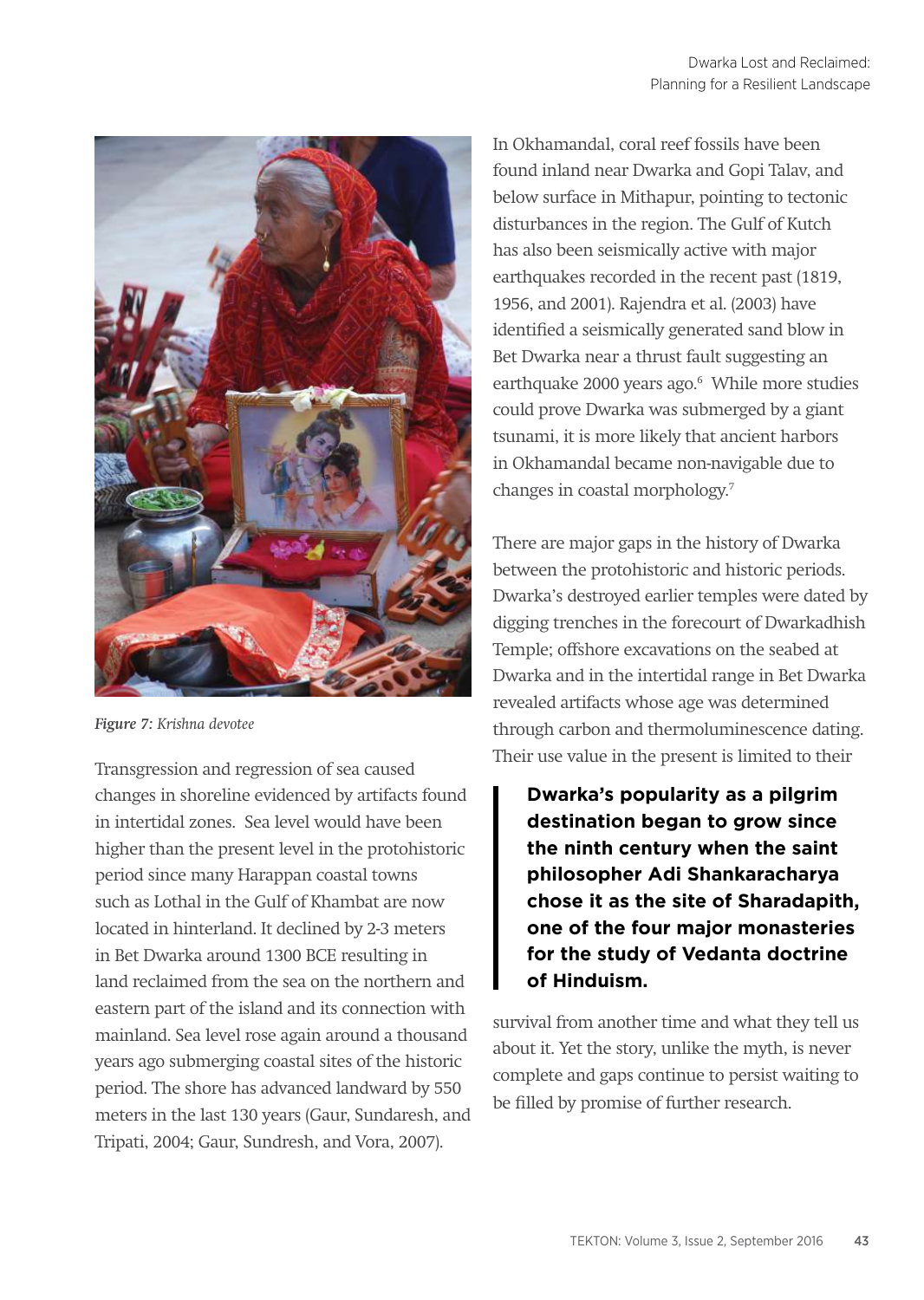*Figure 7: Krishna devotee*

Transgression and regression of sea caused changes in shoreline evidenced by artifacts found in intertidal zones. Sea level would have been higher than the present level in the protohistoric period since many Harappan coastal towns such as Lothal in the Gulf of Khambat are now located in hinterland. It declined by 2-3 meters in Bet Dwarka around 1300 BCE resulting in land reclaimed from the sea on the northern and eastern part of the island and its connection with mainland. Sea level rose again around a thousand years ago submerging coastal sites of the historic period. The shore has advanced landward by 550 meters in the last 130 years (Gaur, Sundaresh, and Tripati, 2004; Gaur, Sundresh, and Vora, 2007).

In Okhamandal, coral reef fossils have been found inland near Dwarka and Gopi Talav, and below surface in Mithapur, pointing to tectonic disturbances in the region. The Gulf of Kutch has also been seismically active with major earthquakes recorded in the recent past (1819, 1956, and 2001). Rajendra et al. (2003) have identified a seismically generated sand blow in Bet Dwarka near a thrust fault suggesting an earthquake 2000 years ago.[6] While more studies could prove Dwarka was submerged by a giant tsunami, it is more likely that ancient harbors in Okhamandal became non-navigable due to changes in coastal morphology.[7]

There are major gaps in the history of Dwarka between the protohistoric and historic periods. Dwarka's destroyed earlier temples were dated by digging trenches in the forecourt of Dwarkadhish Temple; offshore excavations on the seabed at Dwarka and in the intertidal range in Bet Dwarka revealed artifacts whose age was determined through carbon and thermoluminescence dating. Their use value in the present is limited to their survival from another time and what they tell us about it. Yet the story, unlike the myth, is never complete and gaps continue to persist waiting to be filled by promise of further research.

> **Dwarka's popularity as a pilgrim destination began to grow since the ninth century when the saint philosopher Adi Shankaracharya chose it as the site of Sharadapith, one of the four major monasteries for the study of Vedanta doctrine of Hinduism.**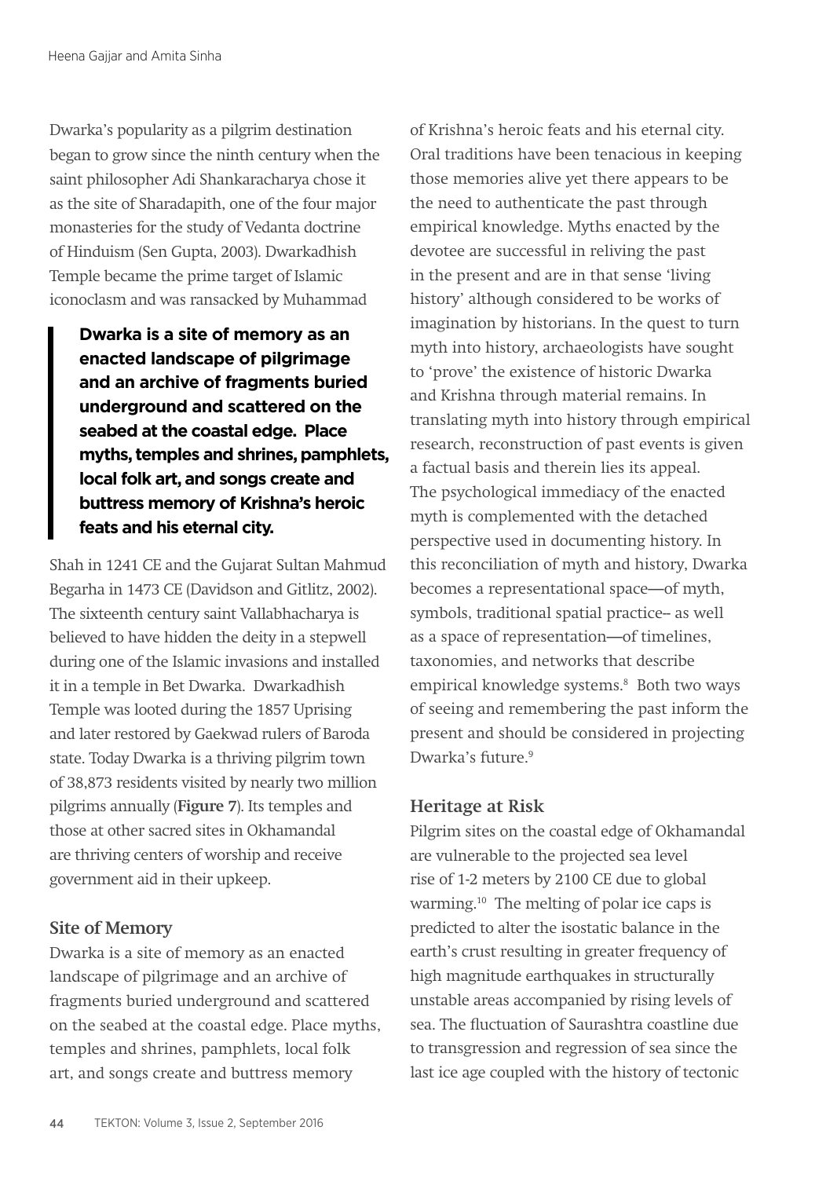Dwarka's popularity as a pilgrim destination began to grow since the ninth century when the saint philosopher Adi Shankaracharya chose it as the site of Sharadapith, one of the four major monasteries for the study of Vedanta doctrine of Hinduism (Sen Gupta, 2003). Dwarkadhish Temple became the prime target of Islamic iconoclasm and was ransacked by Muhammad Shah in 1241 CE and the Gujarat Sultan Mahmud Begarha in 1473 CE (Davidson and Gitlitz, 2002). The sixteenth century saint Vallabhacharya is believed to have hidden the deity in a stepwell during one of the Islamic invasions and installed it in a temple in Bet Dwarka. Dwarkadhish Temple was looted during the 1857 Uprising and later restored by Gaekwad rulers of Baroda state. Today Dwarka is a thriving pilgrim town of 38,873 residents visited by nearly two million pilgrims annually (**Figure 7**). Its temples and those at other sacred sites in Okhamandal are thriving centers of worship and receive government aid in their upkeep.

> **Dwarka is a site of memory as an enacted landscape of pilgrimage and an archive of fragments buried underground and scattered on the seabed at the coastal edge. Place myths, temples and shrines, pamphlets, local folk art, and songs create and buttress memory of Krishna's heroic feats and his eternal city.**

## Site of Memory

Dwarka is a site of memory as an enacted landscape of pilgrimage and an archive of fragments buried underground and scattered on the seabed at the coastal edge. Place myths, temples and shrines, pamphlets, local folk art, and songs create and buttress memory of Krishna's heroic feats and his eternal city. Oral traditions have been tenacious in keeping those memories alive yet there appears to be the need to authenticate the past through empirical knowledge. Myths enacted by the devotee are successful in reliving the past in the present and are in that sense 'living history' although considered to be works of imagination by historians. In the quest to turn myth into history, archaeologists have sought to 'prove' the existence of historic Dwarka and Krishna through material remains. In translating myth into history through empirical research, reconstruction of past events is given a factual basis and therein lies its appeal. The psychological immediacy of the enacted myth is complemented with the detached perspective used in documenting history. In this reconciliation of myth and history, Dwarka becomes a representational space—of myth, symbols, traditional spatial practice– as well as a space of representation—of timelines, taxonomies, and networks that describe empirical knowledge systems.[8] Both two ways of seeing and remembering the past inform the present and should be considered in projecting Dwarka's future.[9]

## Heritage at Risk

Pilgrim sites on the coastal edge of Okhamandal are vulnerable to the projected sea level rise of 1-2 meters by 2100 CE due to global warming.[10] The melting of polar ice caps is predicted to alter the isostatic balance in the earth's crust resulting in greater frequency of high magnitude earthquakes in structurally unstable areas accompanied by rising levels of sea. The fluctuation of Saurashtra coastline due to transgression and regression of sea since the last ice age coupled with the history of tectonic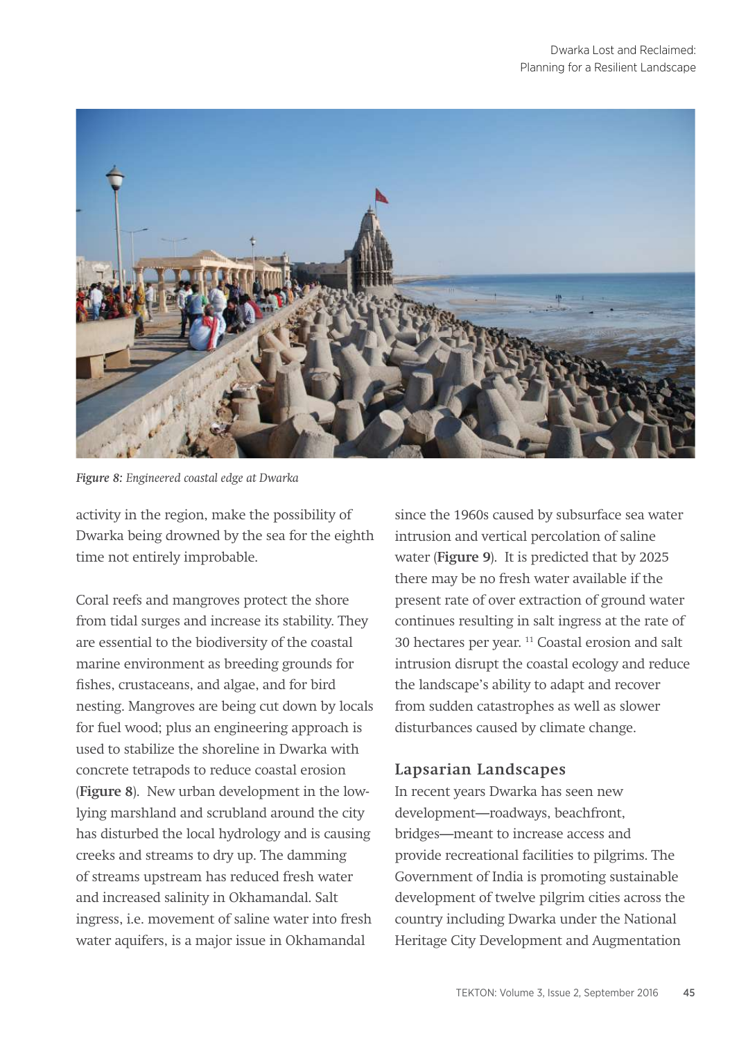*Figure 8: Engineered coastal edge at Dwarka*

activity in the region, make the possibility of Dwarka being drowned by the sea for the eighth time not entirely improbable.

Coral reefs and mangroves protect the shore from tidal surges and increase its stability. They are essential to the biodiversity of the coastal marine environment as breeding grounds for fishes, crustaceans, and algae, and for bird nesting. Mangroves are being cut down by locals for fuel wood; plus an engineering approach is used to stabilize the shoreline in Dwarka with concrete tetrapods to reduce coastal erosion (**Figure 8**). New urban development in the low-lying marshland and scrubland around the city has disturbed the local hydrology and is causing creeks and streams to dry up. The damming of streams upstream has reduced fresh water and increased salinity in Okhamandal. Salt ingress, i.e. movement of saline water into fresh water aquifers, is a major issue in Okhamandal since the 1960s caused by subsurface sea water intrusion and vertical percolation of saline water (**Figure 9**). It is predicted that by 2025 there may be no fresh water available if the present rate of over extraction of ground water continues resulting in salt ingress at the rate of 30 hectares per year. [11] Coastal erosion and salt intrusion disrupt the coastal ecology and reduce the landscape's ability to adapt and recover from sudden catastrophes as well as slower disturbances caused by climate change.

## Lapsarian Landscapes

In recent years Dwarka has seen new development—roadways, beachfront, bridges—meant to increase access and provide recreational facilities to pilgrims. The Government of India is promoting sustainable development of twelve pilgrim cities across the country including Dwarka under the National Heritage City Development and Augmentation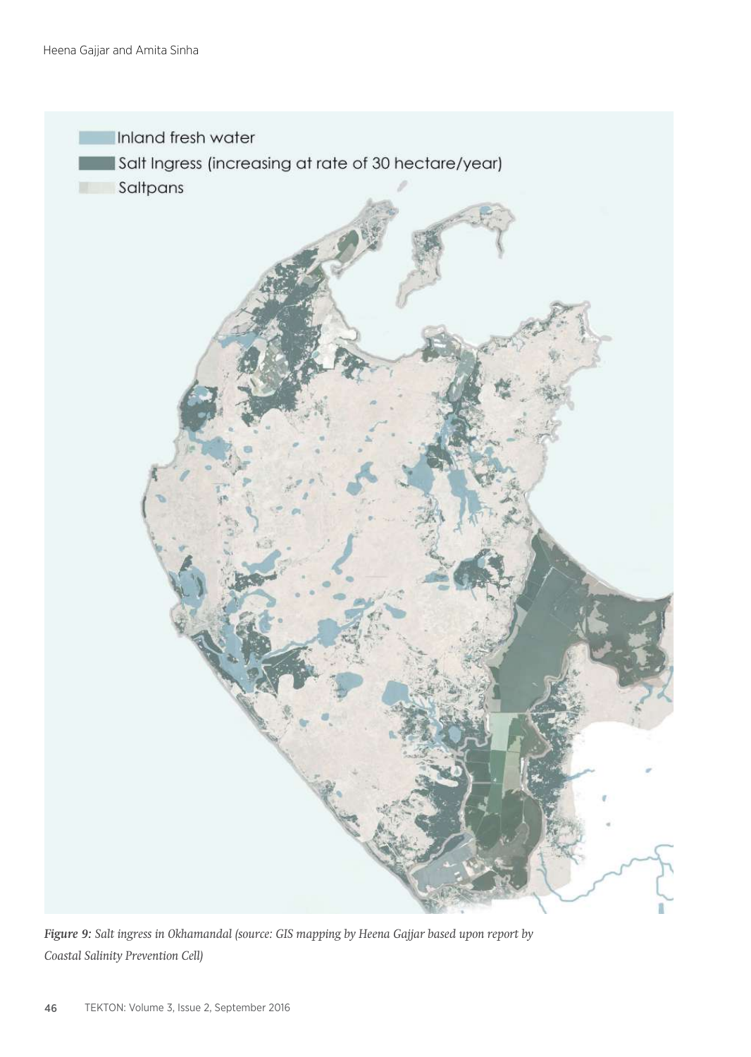Inland fresh water

Salt Ingress (increasing at rate of 30 hectare/year)

Saltpans

***Figure 9:*** *Salt ingress in Okhamandal (source: GIS mapping by Heena Gajjar based upon report by Coastal Salinity Prevention Cell)*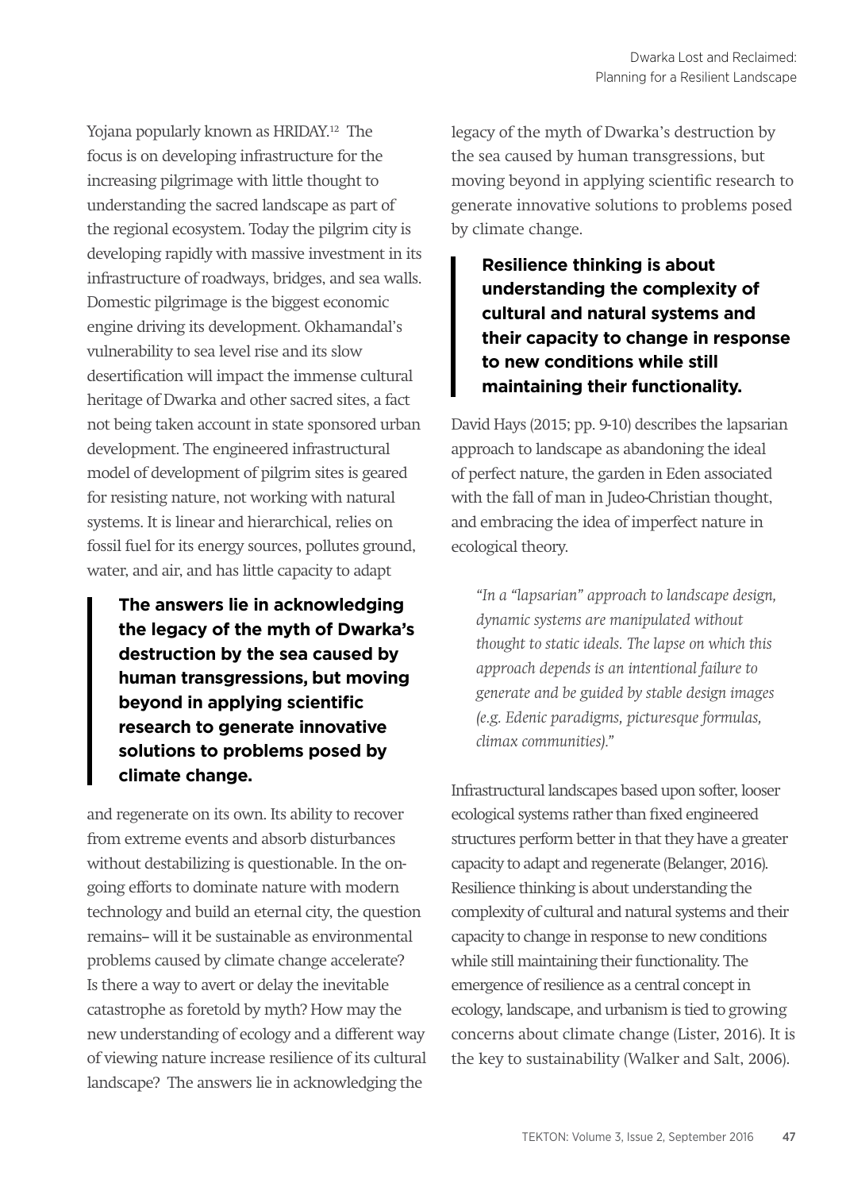Yojana popularly known as HRIDAY.[12] The focus is on developing infrastructure for the increasing pilgrimage with little thought to understanding the sacred landscape as part of the regional ecosystem. Today the pilgrim city is developing rapidly with massive investment in its infrastructure of roadways, bridges, and sea walls. Domestic pilgrimage is the biggest economic engine driving its development. Okhamandal's vulnerability to sea level rise and its slow desertification will impact the immense cultural heritage of Dwarka and other sacred sites, a fact not being taken account in state sponsored urban development. The engineered infrastructural model of development of pilgrim sites is geared for resisting nature, not working with natural systems. It is linear and hierarchical, relies on fossil fuel for its energy sources, pollutes ground, water, and air, and has little capacity to adapt and regenerate on its own. Its ability to recover from extreme events and absorb disturbances without destabilizing is questionable. In the on-going efforts to dominate nature with modern technology and build an eternal city, the question remains– will it be sustainable as environmental problems caused by climate change accelerate? Is there a way to avert or delay the inevitable catastrophe as foretold by myth? How may the new understanding of ecology and a different way of viewing nature increase resilience of its cultural landscape? The answers lie in acknowledging the legacy of the myth of Dwarka's destruction by the sea caused by human transgressions, but moving beyond in applying scientific research to generate innovative solutions to problems posed by climate change.

> **The answers lie in acknowledging the legacy of the myth of Dwarka's destruction by the sea caused by human transgressions, but moving beyond in applying scientific research to generate innovative solutions to problems posed by climate change.**

> **Resilience thinking is about understanding the complexity of cultural and natural systems and their capacity to change in response to new conditions while still maintaining their functionality.**

David Hays (2015; pp. 9-10) describes the lapsarian approach to landscape as abandoning the ideal of perfect nature, the garden in Eden associated with the fall of man in Judeo-Christian thought, and embracing the idea of imperfect nature in ecological theory.

> *"In a "lapsarian" approach to landscape design, dynamic systems are manipulated without thought to static ideals. The lapse on which this approach depends is an intentional failure to generate and be guided by stable design images (e.g. Edenic paradigms, picturesque formulas, climax communities)."*

Infrastructural landscapes based upon softer, looser ecological systems rather than fixed engineered structures perform better in that they have a greater capacity to adapt and regenerate (Belanger, 2016). Resilience thinking is about understanding the complexity of cultural and natural systems and their capacity to change in response to new conditions while still maintaining their functionality. The emergence of resilience as a central concept in ecology, landscape, and urbanism is tied to growing concerns about climate change (Lister, 2016). It is the key to sustainability (Walker and Salt, 2006).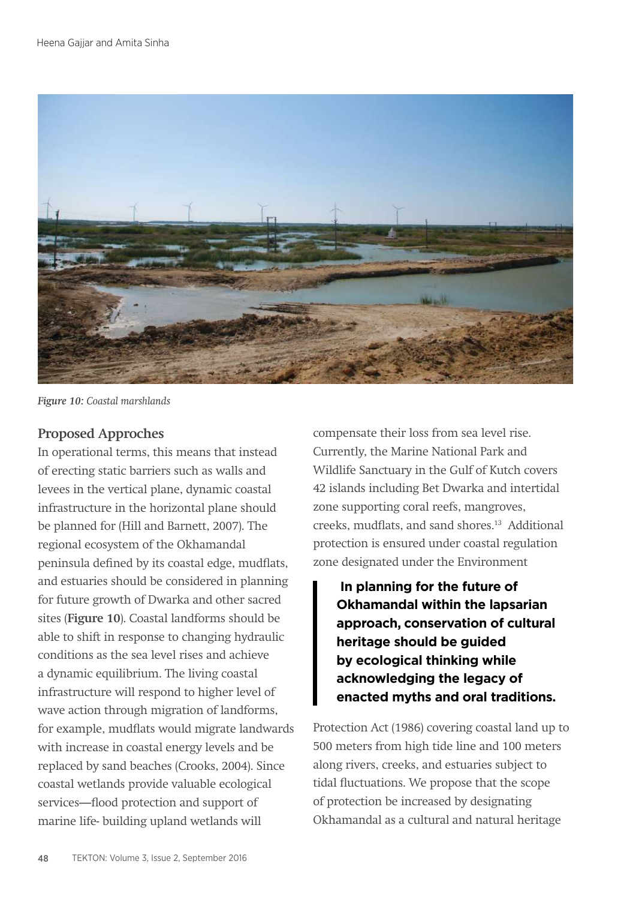*Figure 10: Coastal marshlands*

## Proposed Approches

In operational terms, this means that instead of erecting static barriers such as walls and levees in the vertical plane, dynamic coastal infrastructure in the horizontal plane should be planned for (Hill and Barnett, 2007). The regional ecosystem of the Okhamandal peninsula defined by its coastal edge, mudflats, and estuaries should be considered in planning for future growth of Dwarka and other sacred sites (**Figure 10**). Coastal landforms should be able to shift in response to changing hydraulic conditions as the sea level rises and achieve a dynamic equilibrium. The living coastal infrastructure will respond to higher level of wave action through migration of landforms, for example, mudflats would migrate landwards with increase in coastal energy levels and be replaced by sand beaches (Crooks, 2004). Since coastal wetlands provide valuable ecological services—flood protection and support of marine life- building upland wetlands will compensate their loss from sea level rise. Currently, the Marine National Park and Wildlife Sanctuary in the Gulf of Kutch covers 42 islands including Bet Dwarka and intertidal zone supporting coral reefs, mangroves, creeks, mudflats, and sand shores.[13] Additional protection is ensured under coastal regulation zone designated under the Environment Protection Act (1986) covering coastal land up to 500 meters from high tide line and 100 meters along rivers, creeks, and estuaries subject to tidal fluctuations. We propose that the scope of protection be increased by designating Okhamandal as a cultural and natural heritage

> **In planning for the future of Okhamandal within the lapsarian approach, conservation of cultural heritage should be guided by ecological thinking while acknowledging the legacy of enacted myths and oral traditions.**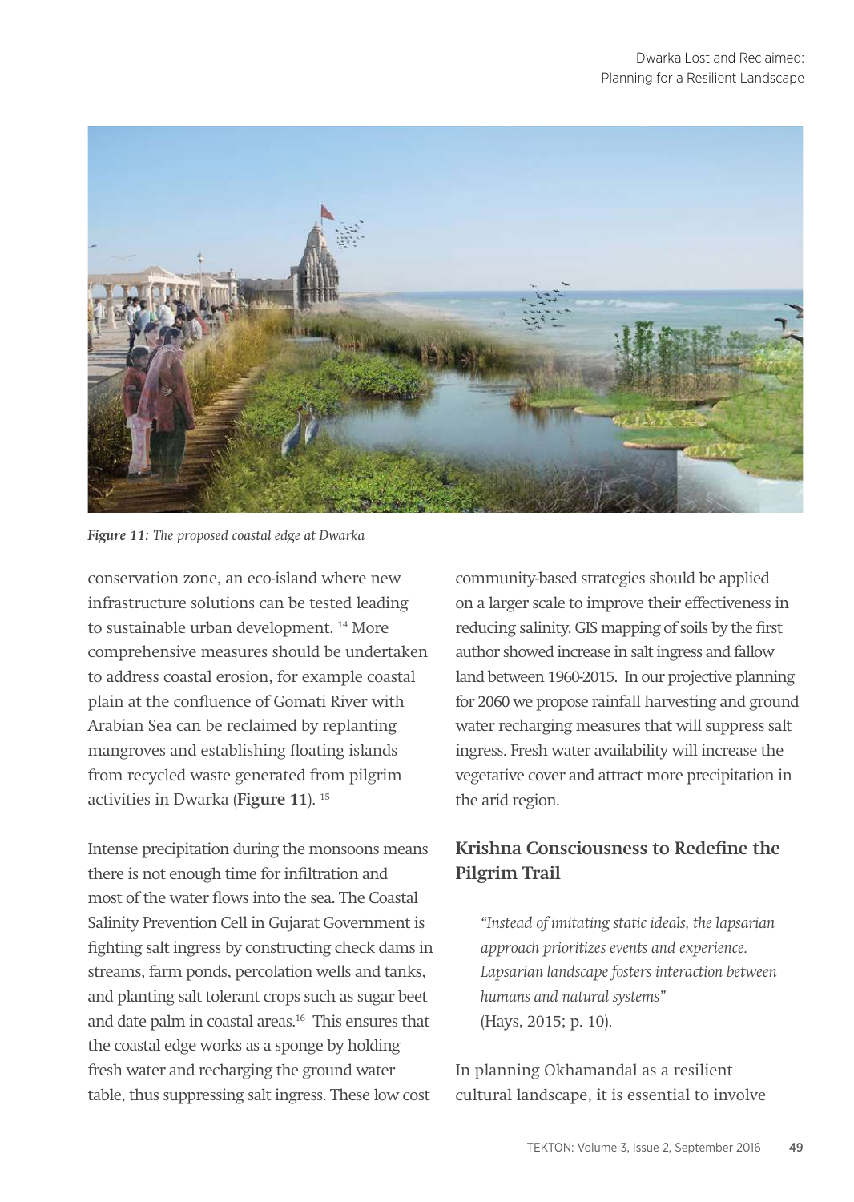*Figure 11: The proposed coastal edge at Dwarka*

conservation zone, an eco-island where new infrastructure solutions can be tested leading to sustainable urban development. [14] More comprehensive measures should be undertaken to address coastal erosion, for example coastal plain at the confluence of Gomati River with Arabian Sea can be reclaimed by replanting mangroves and establishing floating islands from recycled waste generated from pilgrim activities in Dwarka (**Figure 11**). [15]

Intense precipitation during the monsoons means there is not enough time for infiltration and most of the water flows into the sea. The Coastal Salinity Prevention Cell in Gujarat Government is fighting salt ingress by constructing check dams in streams, farm ponds, percolation wells and tanks, and planting salt tolerant crops such as sugar beet and date palm in coastal areas.[16] This ensures that the coastal edge works as a sponge by holding fresh water and recharging the ground water table, thus suppressing salt ingress. These low cost community-based strategies should be applied on a larger scale to improve their effectiveness in reducing salinity. GIS mapping of soils by the first author showed increase in salt ingress and fallow land between 1960-2015. In our projective planning for 2060 we propose rainfall harvesting and ground water recharging measures that will suppress salt ingress. Fresh water availability will increase the vegetative cover and attract more precipitation in the arid region.

## Krishna Consciousness to Redefine the Pilgrim Trail

> *"Instead of imitating static ideals, the lapsarian approach prioritizes events and experience. Lapsarian landscape fosters interaction between humans and natural systems"*
> (Hays, 2015; p. 10).

In planning Okhamandal as a resilient cultural landscape, it is essential to involve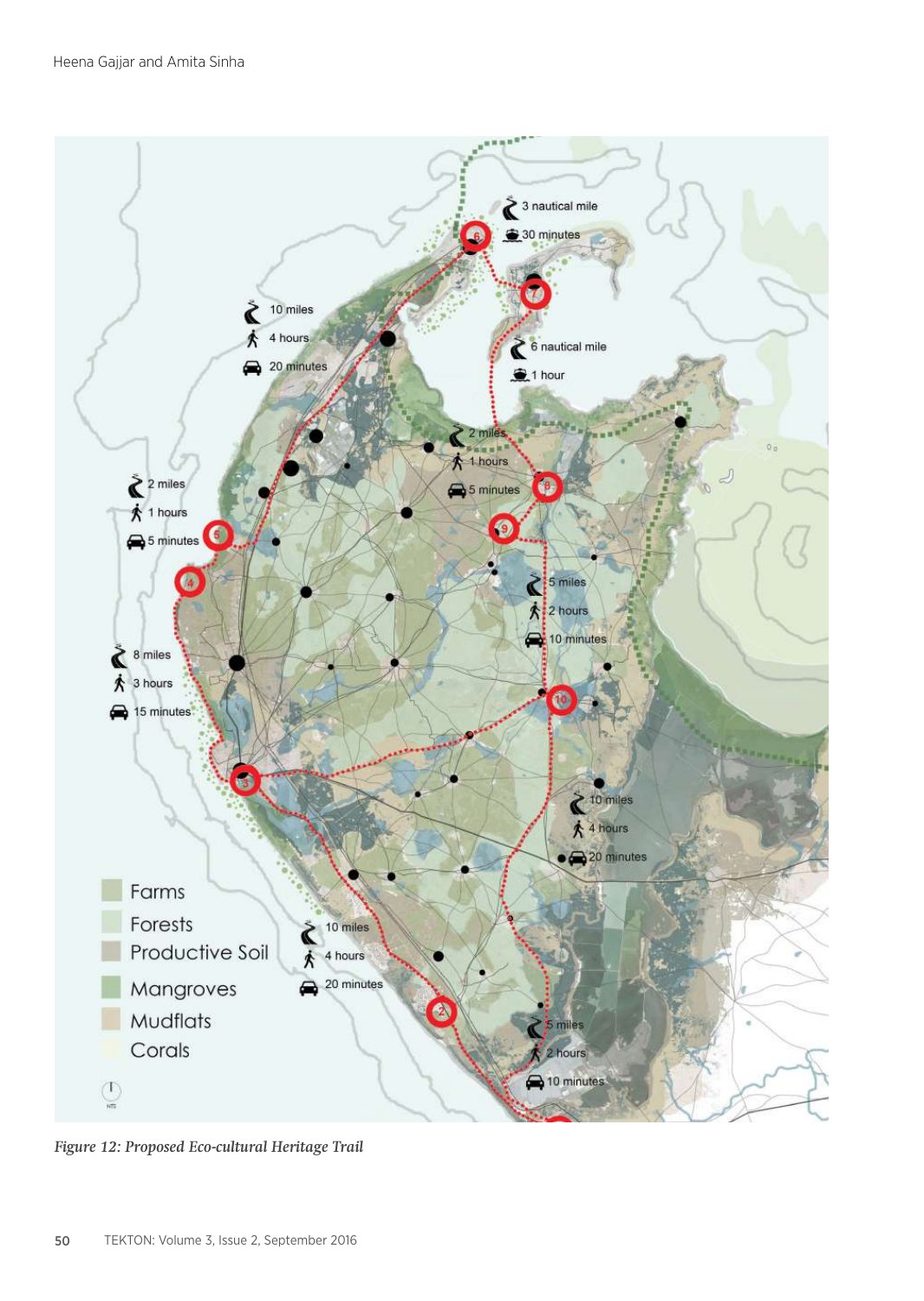Figure 12: Proposed Eco-cultural Heritage Trail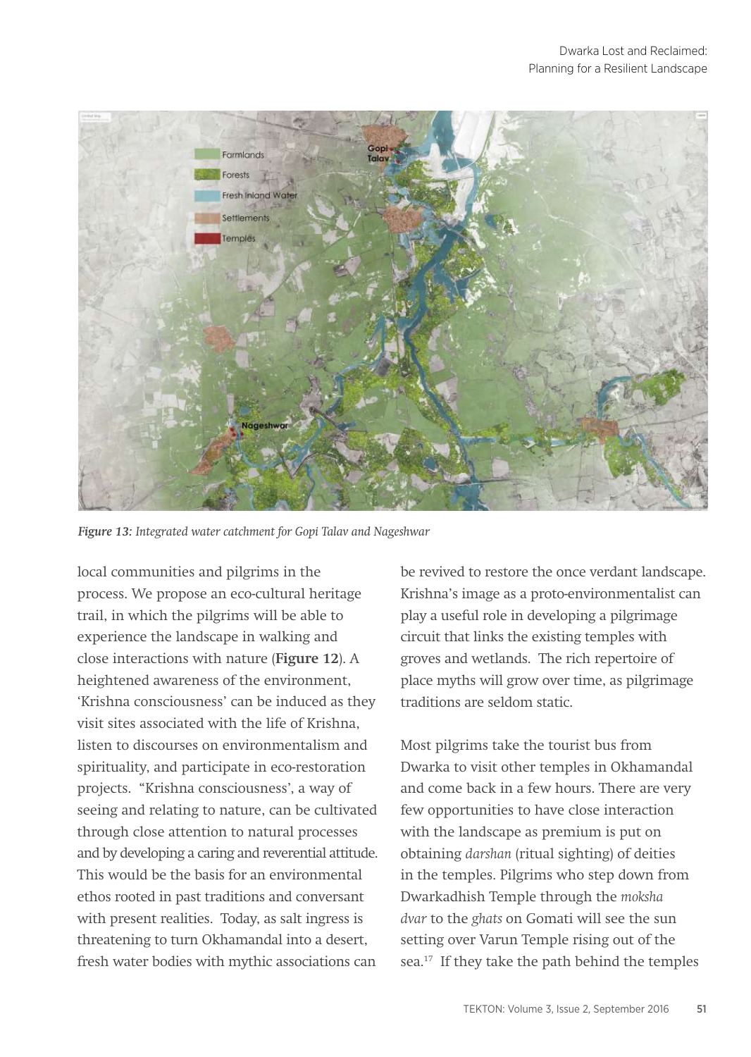*Figure 13: Integrated water catchment for Gopi Talav and Nageshwar*

local communities and pilgrims in the process. We propose an eco-cultural heritage trail, in which the pilgrims will be able to experience the landscape in walking and close interactions with nature (**Figure 12**). A heightened awareness of the environment, 'Krishna consciousness' can be induced as they visit sites associated with the life of Krishna, listen to discourses on environmentalism and spirituality, and participate in eco-restoration projects. "Krishna consciousness', a way of seeing and relating to nature, can be cultivated through close attention to natural processes and by developing a caring and reverential attitude. This would be the basis for an environmental ethos rooted in past traditions and conversant with present realities. Today, as salt ingress is threatening to turn Okhamandal into a desert, fresh water bodies with mythic associations can be revived to restore the once verdant landscape. Krishna's image as a proto-environmentalist can play a useful role in developing a pilgrimage circuit that links the existing temples with groves and wetlands. The rich repertoire of place myths will grow over time, as pilgrimage traditions are seldom static.

Most pilgrims take the tourist bus from Dwarka to visit other temples in Okhamandal and come back in a few hours. There are very few opportunities to have close interaction with the landscape as premium is put on obtaining *darshan* (ritual sighting) of deities in the temples. Pilgrims who step down from Dwarkadhish Temple through the *moksha dvar* to the *ghats* on Gomati will see the sun setting over Varun Temple rising out of the sea.[17] If they take the path behind the temples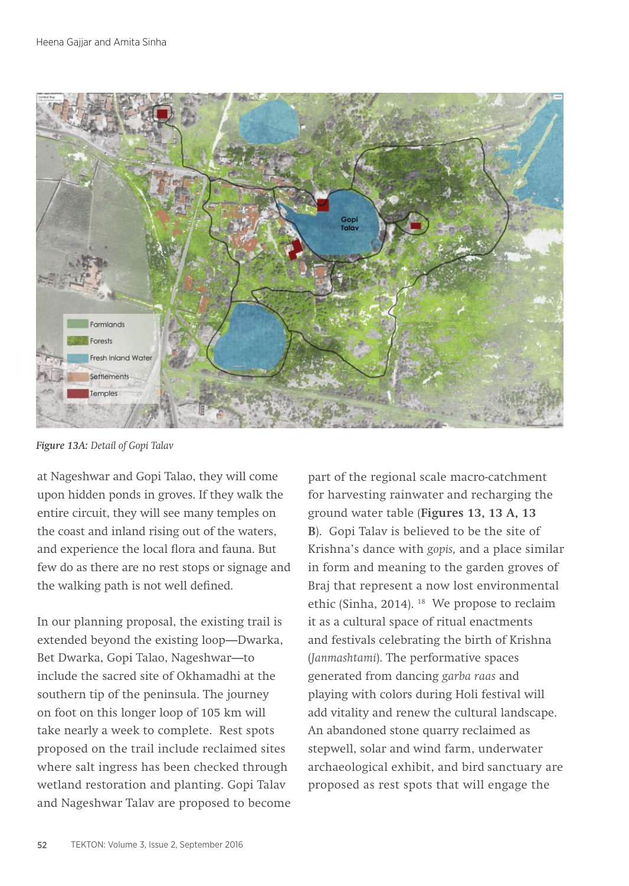*Figure 13A: Detail of Gopi Talav*

at Nageshwar and Gopi Talao, they will come upon hidden ponds in groves. If they walk the entire circuit, they will see many temples on the coast and inland rising out of the waters, and experience the local flora and fauna. But few do as there are no rest stops or signage and the walking path is not well defined.

In our planning proposal, the existing trail is extended beyond the existing loop—Dwarka, Bet Dwarka, Gopi Talao, Nageshwar—to include the sacred site of Okhamadhi at the southern tip of the peninsula. The journey on foot on this longer loop of 105 km will take nearly a week to complete. Rest spots proposed on the trail include reclaimed sites where salt ingress has been checked through wetland restoration and planting. Gopi Talav and Nageshwar Talav are proposed to become part of the regional scale macro-catchment for harvesting rainwater and recharging the ground water table (**Figures 13, 13 A, 13 B**). Gopi Talav is believed to be the site of Krishna's dance with *gopis,* and a place similar in form and meaning to the garden groves of Braj that represent a now lost environmental ethic (Sinha, 2014). [18] We propose to reclaim it as a cultural space of ritual enactments and festivals celebrating the birth of Krishna (*Janmashtami*). The performative spaces generated from dancing *garba raas* and playing with colors during Holi festival will add vitality and renew the cultural landscape. An abandoned stone quarry reclaimed as stepwell, solar and wind farm, underwater archaeological exhibit, and bird sanctuary are proposed as rest spots that will engage the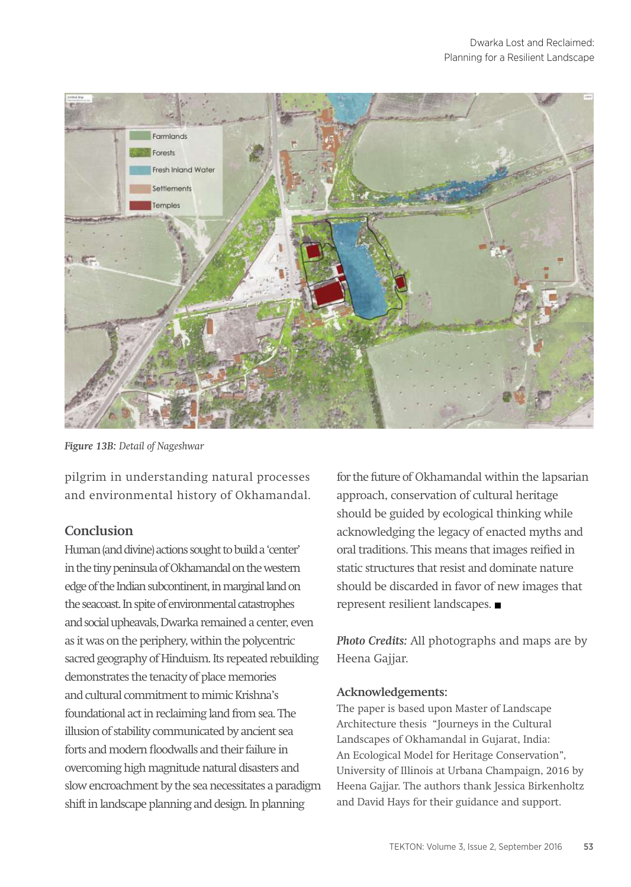*Figure 13B: Detail of Nageshwar*

pilgrim in understanding natural processes and environmental history of Okhamandal.

## Conclusion

Human (and divine) actions sought to build a 'center' in the tiny peninsula of Okhamandal on the western edge of the Indian subcontinent, in marginal land on the seacoast. In spite of environmental catastrophes and social upheavals, Dwarka remained a center, even as it was on the periphery, within the polycentric sacred geography of Hinduism. Its repeated rebuilding demonstrates the tenacity of place memories and cultural commitment to mimic Krishna's foundational act in reclaiming land from sea. The illusion of stability communicated by ancient sea forts and modern floodwalls and their failure in overcoming high magnitude natural disasters and slow encroachment by the sea necessitates a paradigm shift in landscape planning and design. In planning for the future of Okhamandal within the lapsarian approach, conservation of cultural heritage should be guided by ecological thinking while acknowledging the legacy of enacted myths and oral traditions. This means that images reified in static structures that resist and dominate nature should be discarded in favor of new images that represent resilient landscapes. ■

*Photo Credits:* All photographs and maps are by Heena Gajjar.

### Acknowledgements:

The paper is based upon Master of Landscape Architecture thesis "Journeys in the Cultural Landscapes of Okhamandal in Gujarat, India: An Ecological Model for Heritage Conservation", University of Illinois at Urbana Champaign, 2016 by Heena Gajjar. The authors thank Jessica Birkenholtz and David Hays for their guidance and support.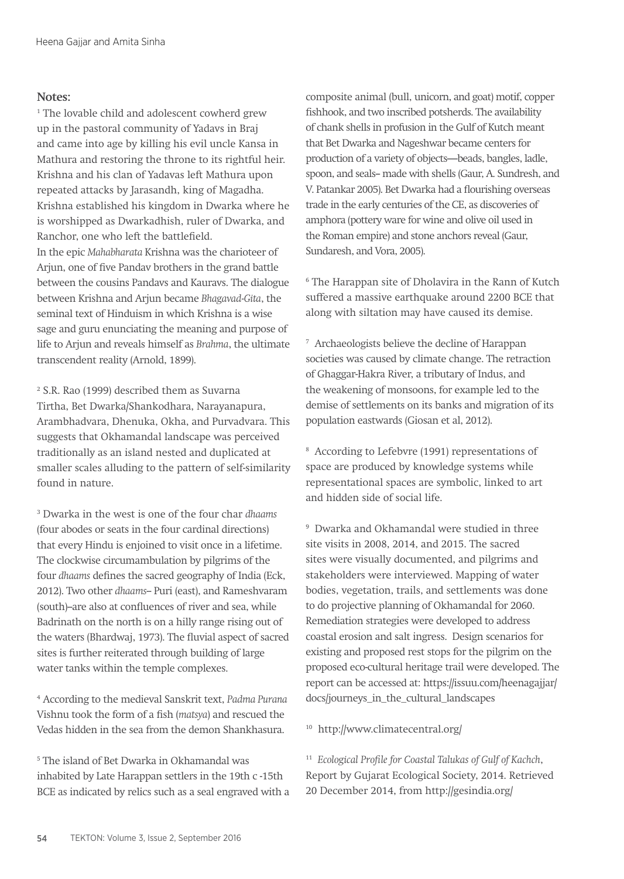## Notes:

[1] The lovable child and adolescent cowherd grew up in the pastoral community of Yadavs in Braj and came into age by killing his evil uncle Kansa in Mathura and restoring the throne to its rightful heir. Krishna and his clan of Yadavas left Mathura upon repeated attacks by Jarasandh, king of Magadha. Krishna established his kingdom in Dwarka where he is worshipped as Dwarkadhish, ruler of Dwarka, and Ranchor, one who left the battlefield.

In the epic *Mahabharata* Krishna was the charioteer of Arjun, one of five Pandav brothers in the grand battle between the cousins Pandavs and Kauravs. The dialogue between Krishna and Arjun became *Bhagavad-Gita*, the seminal text of Hinduism in which Krishna is a wise sage and guru enunciating the meaning and purpose of life to Arjun and reveals himself as *Brahma*, the ultimate transcendent reality (Arnold, 1899).

[2] S.R. Rao (1999) described them as Suvarna Tirtha, Bet Dwarka/Shankodhara, Narayanapura, Arambhadvara, Dhenuka, Okha, and Purvadvara. This suggests that Okhamandal landscape was perceived traditionally as an island nested and duplicated at smaller scales alluding to the pattern of self-similarity found in nature.

[3] Dwarka in the west is one of the four char *dhaams* (four abodes or seats in the four cardinal directions) that every Hindu is enjoined to visit once in a lifetime. The clockwise circumambulation by pilgrims of the four *dhaams* defines the sacred geography of India (Eck, 2012). Two other *dhaams*– Puri (east), and Rameshvaram (south)–are also at confluences of river and sea, while Badrinath on the north is on a hilly range rising out of the waters (Bhardwaj, 1973). The fluvial aspect of sacred sites is further reiterated through building of large water tanks within the temple complexes.

[4] According to the medieval Sanskrit text, *Padma Purana* Vishnu took the form of a fish (*matsya*) and rescued the Vedas hidden in the sea from the demon Shankhasura.

[5] The island of Bet Dwarka in Okhamandal was inhabited by Late Harappan settlers in the 19th c -15th BCE as indicated by relics such as a seal engraved with a composite animal (bull, unicorn, and goat) motif, copper fishhook, and two inscribed potsherds. The availability of chank shells in profusion in the Gulf of Kutch meant that Bet Dwarka and Nageshwar became centers for production of a variety of objects—beads, bangles, ladle, spoon, and seals– made with shells (Gaur, A. Sundresh, and V. Patankar 2005). Bet Dwarka had a flourishing overseas trade in the early centuries of the CE, as discoveries of amphora (pottery ware for wine and olive oil used in the Roman empire) and stone anchors reveal (Gaur, Sundaresh, and Vora, 2005).

[6] The Harappan site of Dholavira in the Rann of Kutch suffered a massive earthquake around 2200 BCE that along with siltation may have caused its demise.

[7] Archaeologists believe the decline of Harappan societies was caused by climate change. The retraction of Ghaggar-Hakra River, a tributary of Indus, and the weakening of monsoons, for example led to the demise of settlements on its banks and migration of its population eastwards (Giosan et al, 2012).

[8] According to Lefebvre (1991) representations of space are produced by knowledge systems while representational spaces are symbolic, linked to art and hidden side of social life.

[9] Dwarka and Okhamandal were studied in three site visits in 2008, 2014, and 2015. The sacred sites were visually documented, and pilgrims and stakeholders were interviewed. Mapping of water bodies, vegetation, trails, and settlements was done to do projective planning of Okhamandal for 2060. Remediation strategies were developed to address coastal erosion and salt ingress. Design scenarios for existing and proposed rest stops for the pilgrim on the proposed eco-cultural heritage trail were developed. The report can be accessed at: https://issuu.com/heenagajjar/docs/journeys_in_the_cultural_landscapes

[10] http://www.climatecentral.org/

[11] *Ecological Profile for Coastal Talukas of Gulf of Kachch*, Report by Gujarat Ecological Society, 2014. Retrieved 20 December 2014, from http://gesindia.org/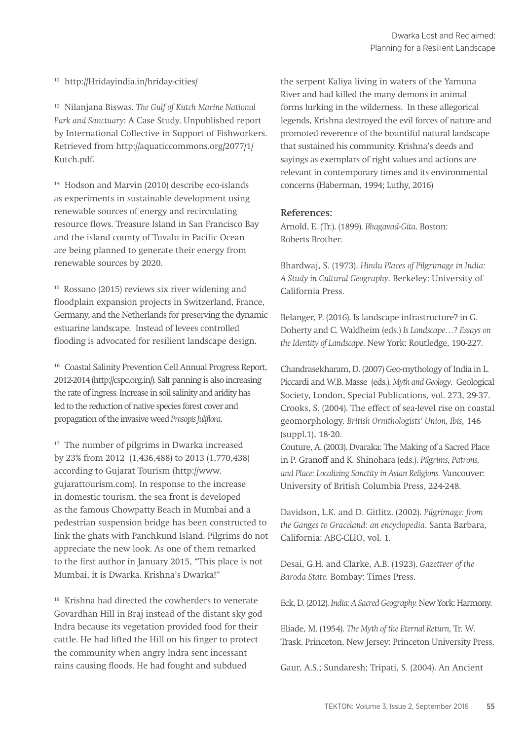[12] http://Hridayindia.in/hriday-cities/

[13] Nilanjana Biswas. *The Gulf of Kutch Marine National Park and Sanctuary*: A Case Study. Unpublished report by International Collective in Support of Fishworkers. Retrieved from http://aquaticcommons.org/2077/1/Kutch.pdf.

[14] Hodson and Marvin (2010) describe eco-islands as experiments in sustainable development using renewable sources of energy and recirculating resource flows. Treasure Island in San Francisco Bay and the island county of Tuvalu in Pacific Ocean are being planned to generate their energy from renewable sources by 2020.

[15] Rossano (2015) reviews six river widening and floodplain expansion projects in Switzerland, France, Germany, and the Netherlands for preserving the dynamic estuarine landscape. Instead of levees controlled flooding is advocated for resilient landscape design.

[16] Coastal Salinity Prevention Cell Annual Progress Report, 2012-2014 (http://cspc.org.in/). Salt panning is also increasing the rate of ingress. Increase in soil salinity and aridity has led to the reduction of native species forest cover and propagation of the invasive weed *Prosopis Juliflora*.

[17] The number of pilgrims in Dwarka increased by 23% from 2012 (1,436,488) to 2013 (1,770,438) according to Gujarat Tourism (http://www.gujarattourism.com). In response to the increase in domestic tourism, the sea front is developed as the famous Chowpatty Beach in Mumbai and a pedestrian suspension bridge has been constructed to link the ghats with Panchkund Island. Pilgrims do not appreciate the new look. As one of them remarked to the first author in January 2015, "This place is not Mumbai, it is Dwarka. Krishna's Dwarka!"

[18] Krishna had directed the cowherders to venerate Govardhan Hill in Braj instead of the distant sky god Indra because its vegetation provided food for their cattle. He had lifted the Hill on his finger to protect the community when angry Indra sent incessant rains causing floods. He had fought and subdued the serpent Kaliya living in waters of the Yamuna River and had killed the many demons in animal forms lurking in the wilderness. In these allegorical legends, Krishna destroyed the evil forces of nature and promoted reverence of the bountiful natural landscape that sustained his community. Krishna's deeds and sayings as exemplars of right values and actions are relevant in contemporary times and its environmental concerns (Haberman, 1994; Luthy, 2016)

### References:

Arnold, E. (Tr.). (1899). *Bhagavad-Gita*. Boston: Roberts Brother.

Bhardwaj, S. (1973). *Hindu Places of Pilgrimage in India: A Study in Cultural Geography*. Berkeley: University of California Press.

Belanger, P. (2016). Is landscape infrastructure? in G. Doherty and C. Waldheim (eds.) *Is Landscape…? Essays on the Identity of Landscape*. New York: Routledge, 190-227.

Chandrasekharam, D. (2007) Geo-mythology of India in L. Piccardi and W.B. Masse (eds.). *Myth and Geology*. Geological Society, London, Special Publications, vol. 273, 29-37.

Crooks, S. (2004). The effect of sea-level rise on coastal geomorphology. *British Ornithologists' Union, Ibis,* 146 (suppl.1), 18-20.

Couture, A. (2003). Dvaraka: The Making of a Sacred Place in P. Granoff and K. Shinohara (eds.). *Pilgrims, Patrons, and Place: Localizing Sanctity in Asian Religions.* Vancouver: University of British Columbia Press, 224-248.

Davidson, L.K. and D. Gitlitz. (2002). *Pilgrimage: from the Ganges to Graceland: an encyclopedia*. Santa Barbara, California: ABC-CLIO, vol. 1.

Desai, G.H. and Clarke, A.B. (1923). *Gazetteer of the Baroda State.* Bombay: Times Press.

Eck, D. (2012). *India: A Sacred Geography.* New York: Harmony.

Eliade, M. (1954). *The Myth of the Eternal Return,* Tr. W. Trask. Princeton, New Jersey: Princeton University Press.

Gaur, A.S.; Sundaresh; Tripati, S. (2004). An Ancient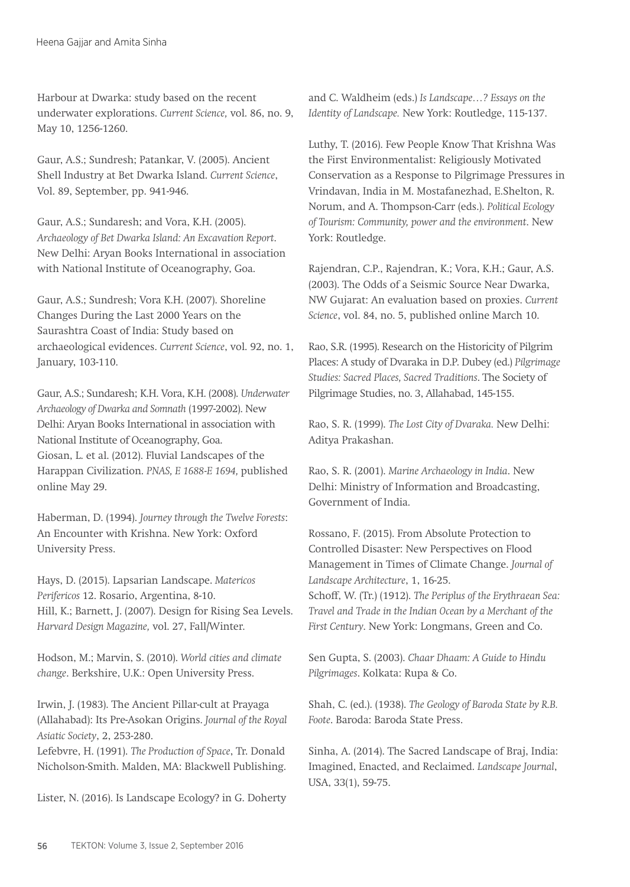Harbour at Dwarka: study based on the recent underwater explorations. *Current Science,* vol. 86, no. 9, May 10, 1256-1260.

Gaur, A.S.; Sundresh; Patankar, V. (2005). Ancient Shell Industry at Bet Dwarka Island. *Current Science*, Vol. 89, September, pp. 941-946.

Gaur, A.S.; Sundaresh; and Vora, K.H. (2005). *Archaeology of Bet Dwarka Island: An Excavation Report*. New Delhi: Aryan Books International in association with National Institute of Oceanography, Goa.

Gaur, A.S.; Sundresh; Vora K.H. (2007). Shoreline Changes During the Last 2000 Years on the Saurashtra Coast of India: Study based on archaeological evidences. *Current Science*, vol. 92, no. 1, January, 103-110.

Gaur, A.S.; Sundaresh; K.H. Vora, K.H. (2008). *Underwater Archaeology of Dwarka and Somnath* (1997-2002). New Delhi: Aryan Books International in association with National Institute of Oceanography, Goa.
Giosan, L. et al. (2012). Fluvial Landscapes of the Harappan Civilization. *PNAS, E 1688-E 1694,* published online May 29.

Haberman, D. (1994). *Journey through the Twelve Forests*: An Encounter with Krishna. New York: Oxford University Press.

Hays, D. (2015). Lapsarian Landscape. *Matericos Perifericos* 12. Rosario, Argentina, 8-10.
Hill, K.; Barnett, J. (2007). Design for Rising Sea Levels. *Harvard Design Magazine,* vol. 27, Fall/Winter.

Hodson, M.; Marvin, S. (2010). *World cities and climate change*. Berkshire, U.K.: Open University Press.

Irwin, J. (1983). The Ancient Pillar-cult at Prayaga (Allahabad): Its Pre-Asokan Origins. *Journal of the Royal Asiatic Society*, 2, 253-280.
Lefebvre, H. (1991). *The Production of Space*, Tr. Donald Nicholson-Smith. Malden, MA: Blackwell Publishing.

Lister, N. (2016). Is Landscape Ecology? in G. Doherty and C. Waldheim (eds.) *Is Landscape…? Essays on the Identity of Landscape.* New York: Routledge, 115-137.

Luthy, T. (2016). Few People Know That Krishna Was the First Environmentalist: Religiously Motivated Conservation as a Response to Pilgrimage Pressures in Vrindavan, India in M. Mostafanezhad, E.Shelton, R. Norum, and A. Thompson-Carr (eds.). *Political Ecology of Tourism: Community, power and the environment*. New York: Routledge.

Rajendran, C.P., Rajendran, K.; Vora, K.H.; Gaur, A.S. (2003). The Odds of a Seismic Source Near Dwarka, NW Gujarat: An evaluation based on proxies. *Current Science*, vol. 84, no. 5, published online March 10.

Rao, S.R. (1995). Research on the Historicity of Pilgrim Places: A study of Dvaraka in D.P. Dubey (ed.) *Pilgrimage Studies: Sacred Places, Sacred Traditions*. The Society of Pilgrimage Studies, no. 3, Allahabad, 145-155.

Rao, S. R. (1999). *The Lost City of Dvaraka.* New Delhi: Aditya Prakashan.

Rao, S. R. (2001). *Marine Archaeology in India*. New Delhi: Ministry of Information and Broadcasting, Government of India.

Rossano, F. (2015). From Absolute Protection to Controlled Disaster: New Perspectives on Flood Management in Times of Climate Change. *Journal of Landscape Architecture*, 1, 16-25.
Schoff, W. (Tr.) (1912). *The Periplus of the Erythraean Sea: Travel and Trade in the Indian Ocean by a Merchant of the First Century*. New York: Longmans, Green and Co.

Sen Gupta, S. (2003). *Chaar Dhaam: A Guide to Hindu Pilgrimages*. Kolkata: Rupa & Co.

Shah, C. (ed.). (1938). *The Geology of Baroda State by R.B. Foote*. Baroda: Baroda State Press.

Sinha, A. (2014). The Sacred Landscape of Braj, India: Imagined, Enacted, and Reclaimed. *Landscape Journal*, USA, 33(1), 59-75.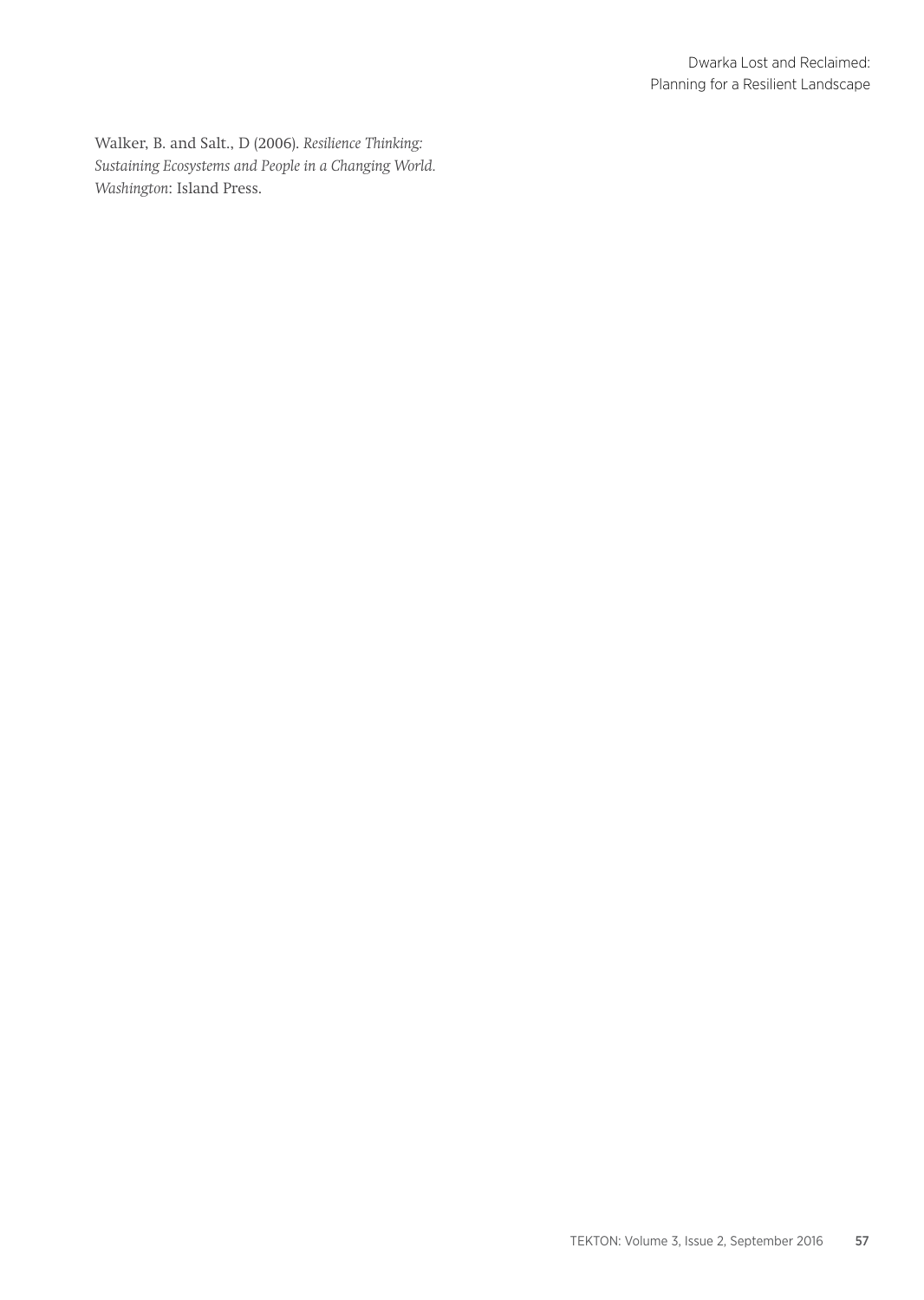Walker, B. and Salt., D (2006). *Resilience Thinking: Sustaining Ecosystems and People in a Changing World. Washington*: Island Press.